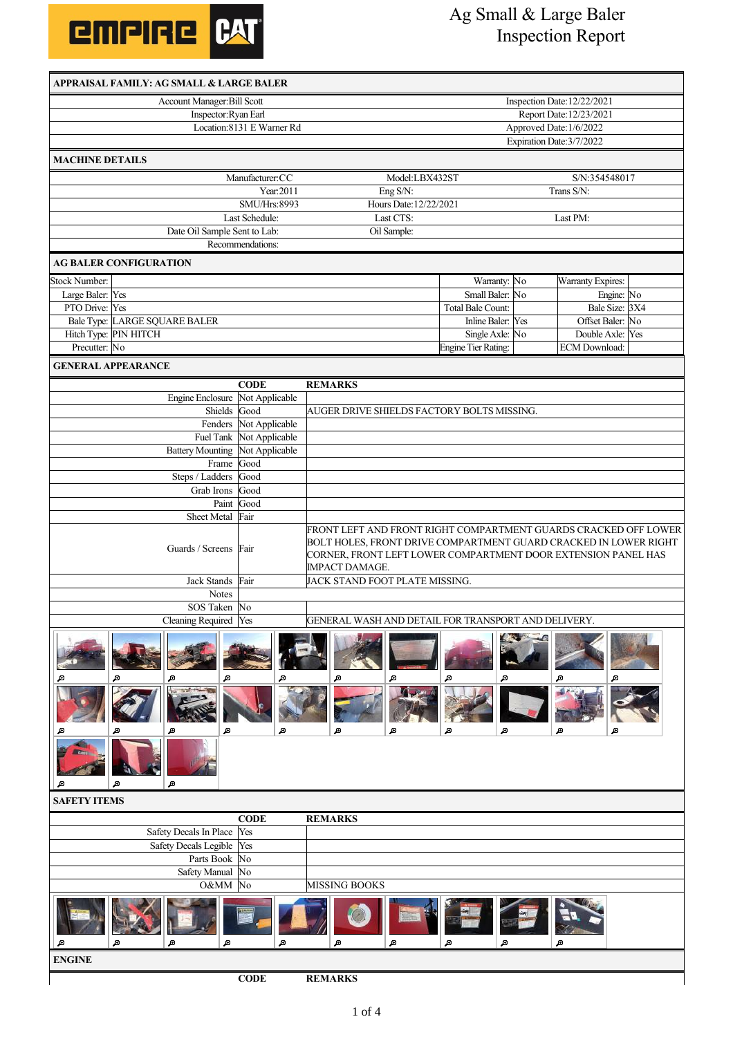# Ag Small & Large Baler Inspection Report

## APPRAISAL FAMILY: AG SMALL & LARGE BALER

| | |
|---|---|
| Account Manager: Bill Scott | Inspection Date: 12/22/2021 |
| Inspector: Ryan Earl | Report Date: 12/23/2021 |
| Location: 8131 E Warner Rd | Approved Date: 1/6/2022 |
| | Expiration Date: 3/7/2022 |

## MACHINE DETAILS

| | | |
|---|---|---|
| Manufacturer: CC | Model: LBX432ST | S/N: 354548017 |
| Year: 2011 | Eng S/N: | Trans S/N: |
| SMU/Hrs: 8993 | Hours Date: 12/22/2021 | |
| Last Schedule: | Last CTS: | Last PM: |
| Date Oil Sample Sent to Lab: | Oil Sample: | |
| Recommendations: | | |

## AG BALER CONFIGURATION

| | | | | | |
|---|---|---|---|---|---|
| Stock Number: | | Warranty: | No | Warranty Expires: | |
| Large Baler: | Yes | Small Baler: | No | Engine: | No |
| PTO Drive: | Yes | Total Bale Count: | | Bale Size: | 3X4 |
| Bale Type: | LARGE SQUARE BALER | Inline Baler: | Yes | Offset Baler: | No |
| Hitch Type: | PIN HITCH | Single Axle: | No | Double Axle: | Yes |
| Precutter: | No | Engine Tier Rating: | | ECM Download: | |

## GENERAL APPEARANCE

| | CODE | REMARKS |
|---|---|---|
| Engine Enclosure | Not Applicable | |
| Shields | Good | AUGER DRIVE SHIELDS FACTORY BOLTS MISSING. |
| Fenders | Not Applicable | |
| Fuel Tank | Not Applicable | |
| Battery Mounting | Not Applicable | |
| Frame | Good | |
| Steps / Ladders | Good | |
| Grab Irons | Good | |
| Paint | Good | |
| Sheet Metal | Fair | |
| Guards / Screens | Fair | FRONT LEFT AND FRONT RIGHT COMPARTMENT GUARDS CRACKED OFF LOWER BOLT HOLES, FRONT DRIVE COMPARTMENT GUARD CRACKED IN LOWER RIGHT CORNER, FRONT LEFT LOWER COMPARTMENT DOOR EXTENSION PANEL HAS IMPACT DAMAGE. |
| Jack Stands | Fair | JACK STAND FOOT PLATE MISSING. |
| Notes | | |
| SOS Taken | No | |
| Cleaning Required | Yes | GENERAL WASH AND DETAIL FOR TRANSPORT AND DELIVERY. |

## SAFETY ITEMS

| | CODE | REMARKS |
|---|---|---|
| Safety Decals In Place | Yes | |
| Safety Decals Legible | Yes | |
| Parts Book | No | |
| Safety Manual | No | |
| O&MM | No | MISSING BOOKS |

## ENGINE

| | CODE | REMARKS |
|---|---|---|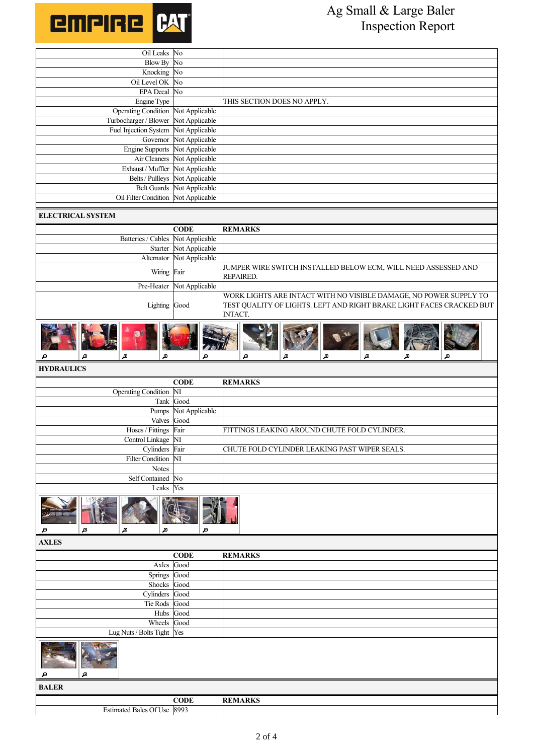| | | |
|---|---|---|
| Oil Leaks | No | |
| Blow By | No | |
| Knocking | No | |
| Oil Level OK | No | |
| EPA Decal | No | |
| Engine Type | | THIS SECTION DOES NO APPLY. |
| Operating Condition | Not Applicable | |
| Turbocharger / Blower | Not Applicable | |
| Fuel Injection System | Not Applicable | |
| Governor | Not Applicable | |
| Engine Supports | Not Applicable | |
| Air Cleaners | Not Applicable | |
| Exhaust / Muffler | Not Applicable | |
| Belts / Pullleys | Not Applicable | |
| Belt Guards | Not Applicable | |
| Oil Filter Condition | Not Applicable | |

## ELECTRICAL SYSTEM

| | CODE | REMARKS |
|---|---|---|
| Batteries / Cables | Not Applicable | |
| Starter | Not Applicable | |
| Alternator | Not Applicable | |
| Wiring | Fair | JUMPER WIRE SWITCH INSTALLED BELOW ECM, WILL NEED ASSESSED AND REPAIRED. |
| Pre-Heater | Not Applicable | |
| Lighting | Good | WORK LIGHTS ARE INTACT WITH NO VISIBLE DAMAGE, NO POWER SUPPLY TO TEST QUALITY OF LIGHTS. LEFT AND RIGHT BRAKE LIGHT FACES CRACKED BUT INTACT. |

## HYDRAULICS

| | CODE | REMARKS |
|---|---|---|
| Operating Condition | NI | |
| Tank | Good | |
| Pumps | Not Applicable | |
| Valves | Good | |
| Hoses / Fittings | Fair | FITTINGS LEAKING AROUND CHUTE FOLD CYLINDER. |
| Control Linkage | NI | |
| Cylinders | Fair | CHUTE FOLD CYLINDER LEAKING PAST WIPER SEALS. |
| Filter Condition | NI | |
| Notes | | |
| Self Contained | No | |
| Leaks | Yes | |

## AXLES

| | CODE | REMARKS |
|---|---|---|
| Axles | Good | |
| Springs | Good | |
| Shocks | Good | |
| Cylinders | Good | |
| Tie Rods | Good | |
| Hubs | Good | |
| Wheels | Good | |
| Lug Nuts / Bolts Tight | Yes | |

## BALER

| | CODE | REMARKS |
|---|---|---|
| Estimated Bales Of Use | 8993 | |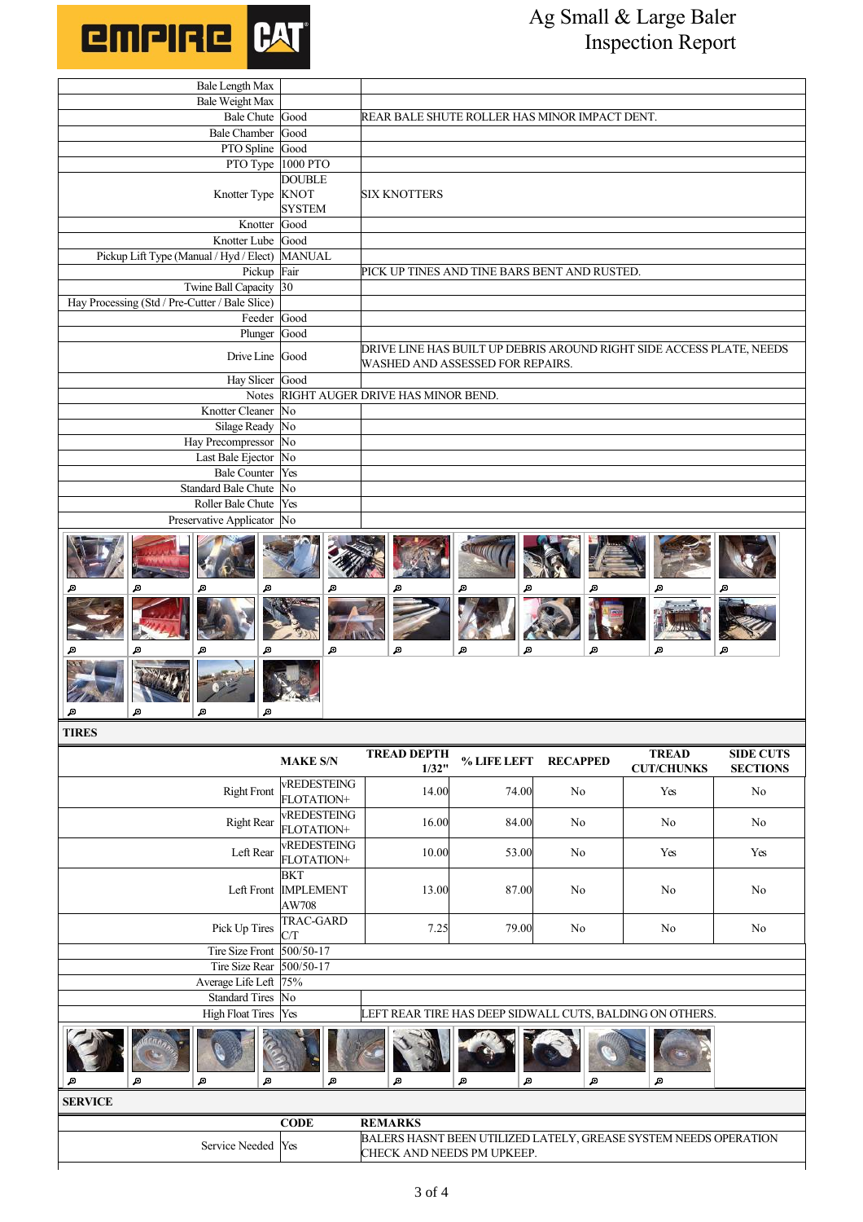# Ag Small & Large Baler Inspection Report

| | | |
|---|---|---|
| Bale Length Max | | |
| Bale Weight Max | | |
| Bale Chute | Good | REAR BALE SHUTE ROLLER HAS MINOR IMPACT DENT. |
| Bale Chamber | Good | |
| PTO Spline | Good | |
| PTO Type | 1000 PTO | |
| Knotter Type | DOUBLE KNOT SYSTEM | SIX KNOTTERS |
| Knotter | Good | |
| Knotter Lube | Good | |
| Pickup Lift Type (Manual / Hyd / Elect) | MANUAL | |
| Pickup | Fair | PICK UP TINES AND TINE BARS BENT AND RUSTED. |
| Twine Ball Capacity | 30 | |
| Hay Processing (Std / Pre-Cutter / Bale Slice) | | |
| Feeder | Good | |
| Plunger | Good | |
| Drive Line | Good | DRIVE LINE HAS BUILT UP DEBRIS AROUND RIGHT SIDE ACCESS PLATE, NEEDS WASHED AND ASSESSED FOR REPAIRS. |
| Hay Slicer | Good | |
| Notes | RIGHT AUGER DRIVE HAS MINOR BEND. | |
| Knotter Cleaner | No | |
| Silage Ready | No | |
| Hay Precompressor | No | |
| Last Bale Ejector | No | |
| Bale Counter | Yes | |
| Standard Bale Chute | No | |
| Roller Bale Chute | Yes | |
| Preservative Applicator | No | |

## TIRES

| | MAKE S/N | TREAD DEPTH 1/32" | % LIFE LEFT | RECAPPED | TREAD CUT/CHUNKS | SIDE CUTS SECTIONS |
|---|---|---|---|---|---|---|
| Right Front | vREDESTEING FLOTATION+ | 14.00 | 74.00 | No | Yes | No |
| Right Rear | vREDESTEING FLOTATION+ | 16.00 | 84.00 | No | No | No |
| Left Rear | vREDESTEING FLOTATION+ | 10.00 | 53.00 | No | Yes | Yes |
| Left Front | BKT IMPLEMENT AW708 | 13.00 | 87.00 | No | No | No |
| Pick Up Tires | TRAC-GARD C/T | 7.25 | 79.00 | No | No | No |

| | | |
|---|---|---|
| Tire Size Front | 500/50-17 | |
| Tire Size Rear | 500/50-17 | |
| Average Life Left | 75% | |
| Standard Tires | No | |
| High Float Tires | Yes | LEFT REAR TIRE HAS DEEP SIDWALL CUTS, BALDING ON OTHERS. |

## SERVICE

| | CODE | REMARKS |
|---|---|---|
| Service Needed | Yes | BALERS HASNT BEEN UTILIZED LATELY, GREASE SYSTEM NEEDS OPERATION CHECK AND NEEDS PM UPKEEP. |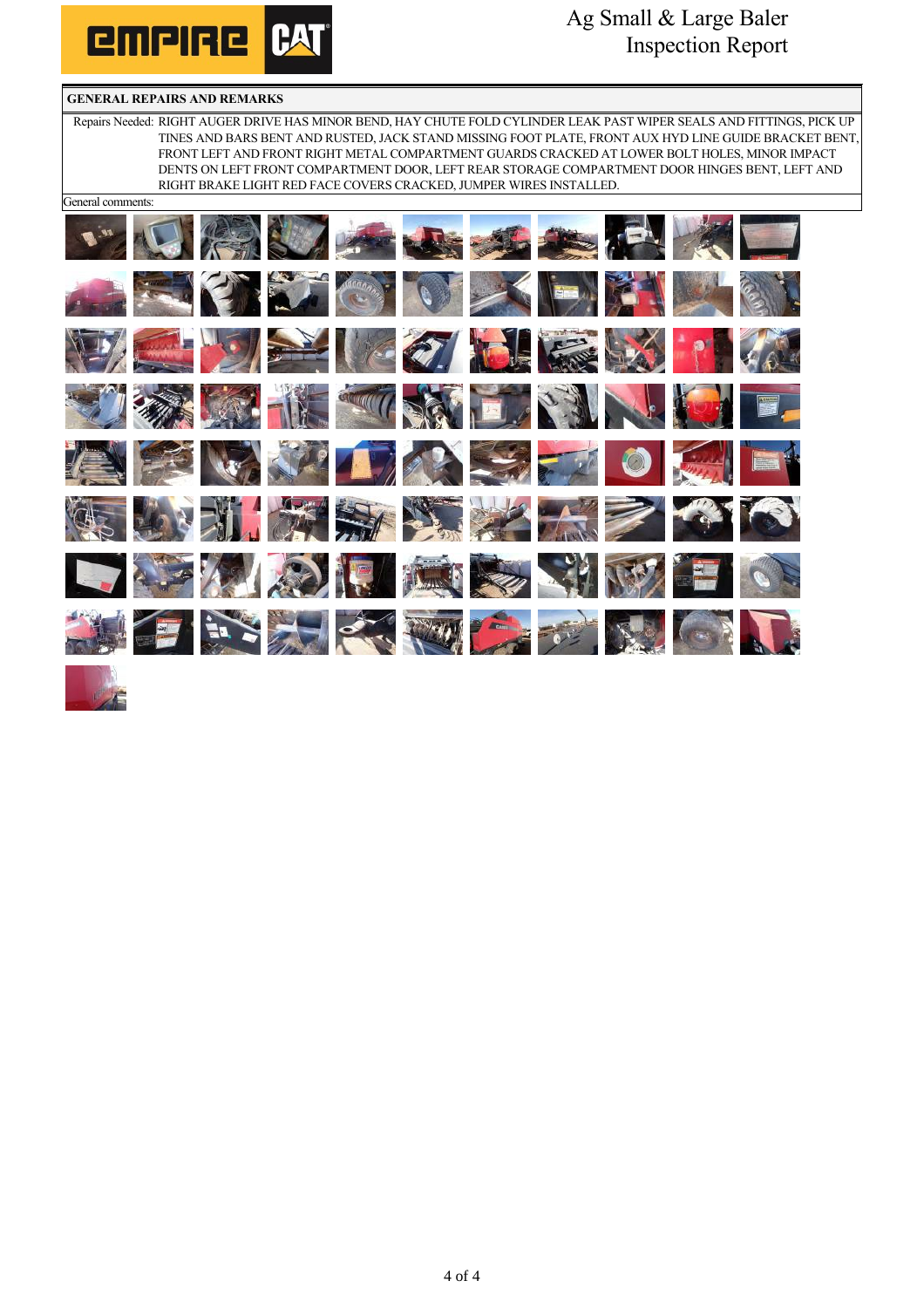## GENERAL REPAIRS AND REMARKS

| | |
|---|---|
| Repairs Needed: | RIGHT AUGER DRIVE HAS MINOR BEND, HAY CHUTE FOLD CYLINDER LEAK PAST WIPER SEALS AND FITTINGS, PICK UP TINES AND BARS BENT AND RUSTED, JACK STAND MISSING FOOT PLATE, FRONT AUX HYD LINE GUIDE BRACKET BENT, FRONT LEFT AND FRONT RIGHT METAL COMPARTMENT GUARDS CRACKED AT LOWER BOLT HOLES, MINOR IMPACT DENTS ON LEFT FRONT COMPARTMENT DOOR, LEFT REAR STORAGE COMPARTMENT DOOR HINGES BENT, LEFT AND RIGHT BRAKE LIGHT RED FACE COVERS CRACKED, JUMPER WIRES INSTALLED. |
| General comments: | |